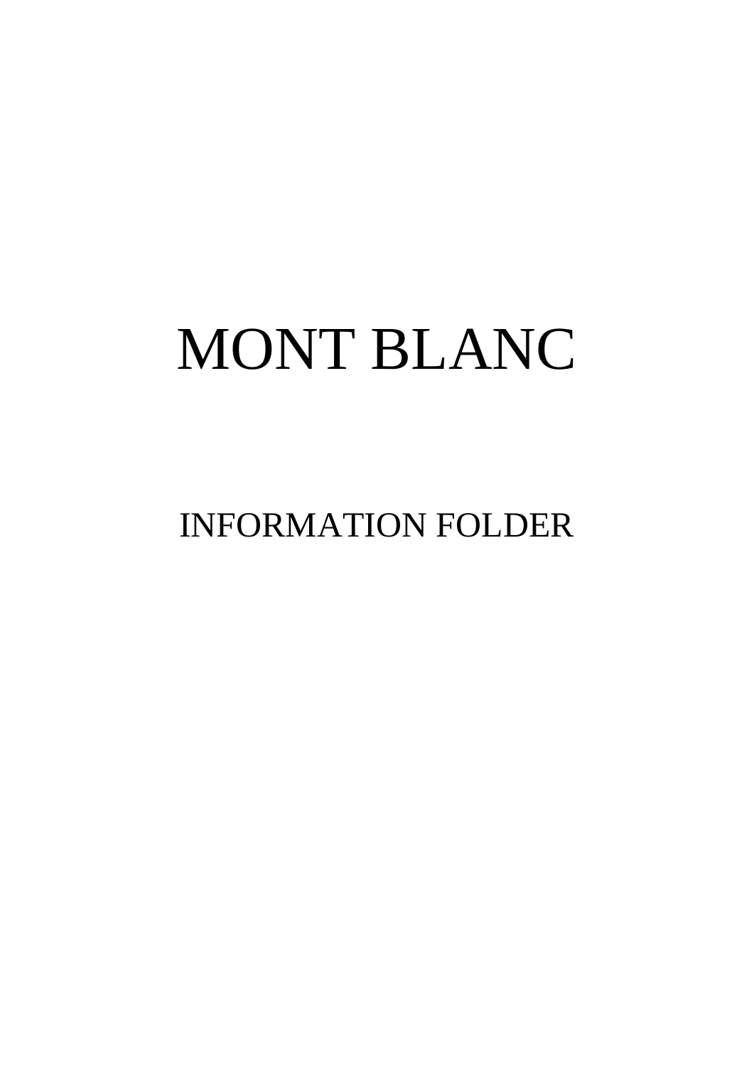# MONT BLANC

## INFORMATION FOLDER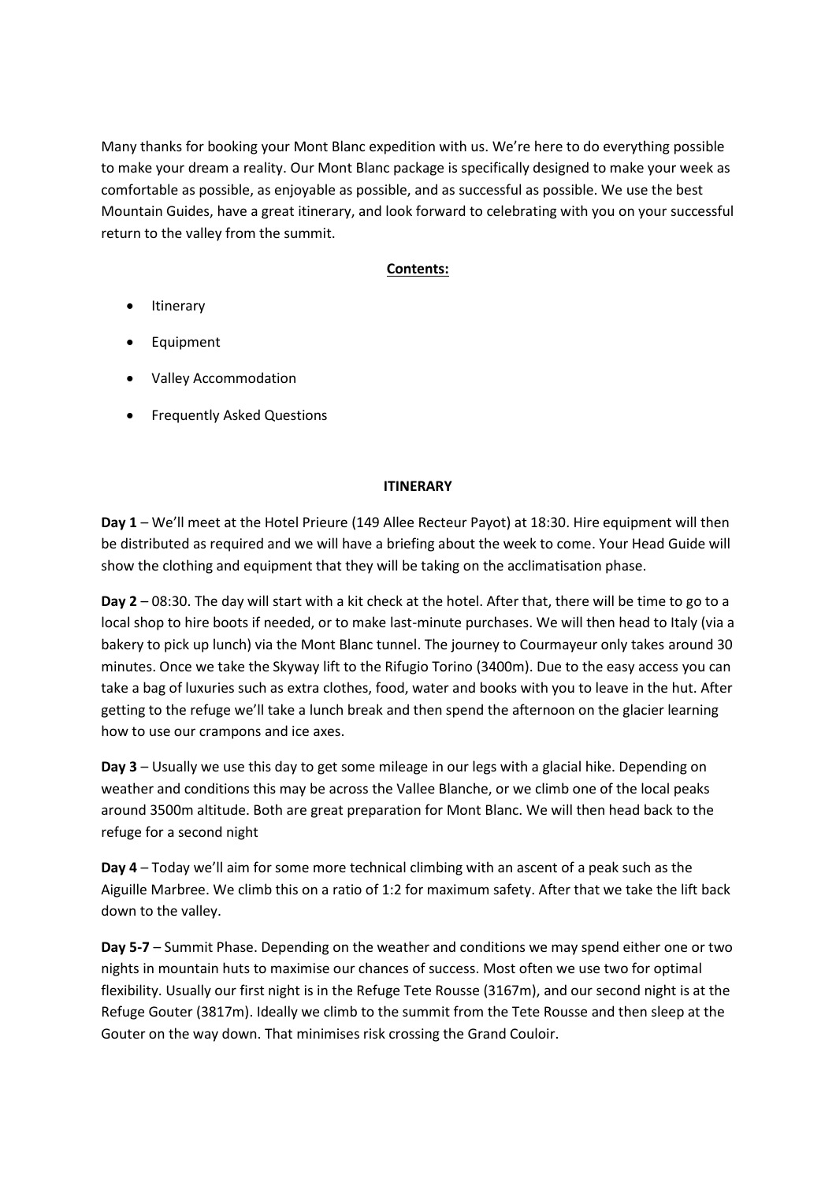Many thanks for booking your Mont Blanc expedition with us. We're here to do everything possible to make your dream a reality. Our Mont Blanc package is specifically designed to make your week as comfortable as possible, as enjoyable as possible, and as successful as possible. We use the best Mountain Guides, have a great itinerary, and look forward to celebrating with you on your successful return to the valley from the summit.

**Contents:**

- Itinerary
- Equipment
- Valley Accommodation
- Frequently Asked Questions

## ITINERARY

**Day 1** – We'll meet at the Hotel Prieure (149 Allee Recteur Payot) at 18:30. Hire equipment will then be distributed as required and we will have a briefing about the week to come. Your Head Guide will show the clothing and equipment that they will be taking on the acclimatisation phase.

**Day 2** – 08:30. The day will start with a kit check at the hotel. After that, there will be time to go to a local shop to hire boots if needed, or to make last-minute purchases. We will then head to Italy (via a bakery to pick up lunch) via the Mont Blanc tunnel. The journey to Courmayeur only takes around 30 minutes. Once we take the Skyway lift to the Rifugio Torino (3400m). Due to the easy access you can take a bag of luxuries such as extra clothes, food, water and books with you to leave in the hut. After getting to the refuge we'll take a lunch break and then spend the afternoon on the glacier learning how to use our crampons and ice axes.

**Day 3** – Usually we use this day to get some mileage in our legs with a glacial hike. Depending on weather and conditions this may be across the Vallee Blanche, or we climb one of the local peaks around 3500m altitude. Both are great preparation for Mont Blanc. We will then head back to the refuge for a second night

**Day 4** – Today we'll aim for some more technical climbing with an ascent of a peak such as the Aiguille Marbree. We climb this on a ratio of 1:2 for maximum safety. After that we take the lift back down to the valley.

**Day 5-7** – Summit Phase. Depending on the weather and conditions we may spend either one or two nights in mountain huts to maximise our chances of success. Most often we use two for optimal flexibility. Usually our first night is in the Refuge Tete Rousse (3167m), and our second night is at the Refuge Gouter (3817m). Ideally we climb to the summit from the Tete Rousse and then sleep at the Gouter on the way down. That minimises risk crossing the Grand Couloir.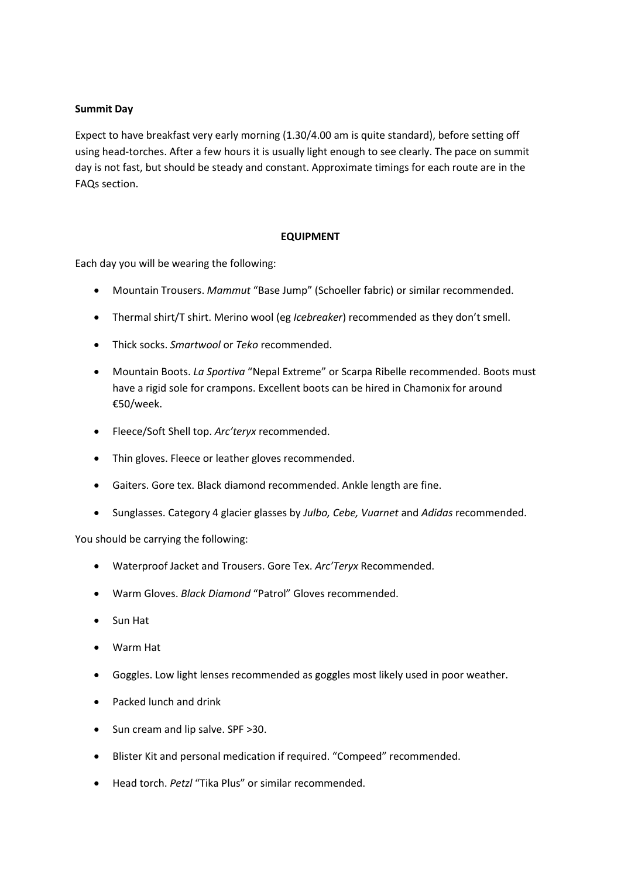**Summit Day**

Expect to have breakfast very early morning (1.30/4.00 am is quite standard), before setting off using head-torches. After a few hours it is usually light enough to see clearly. The pace on summit day is not fast, but should be steady and constant. Approximate timings for each route are in the FAQs section.

## EQUIPMENT

Each day you will be wearing the following:

- Mountain Trousers. *Mammut* "Base Jump" (Schoeller fabric) or similar recommended.
- Thermal shirt/T shirt. Merino wool (eg *Icebreaker*) recommended as they don't smell.
- Thick socks. *Smartwool* or *Teko* recommended.
- Mountain Boots. *La Sportiva* "Nepal Extreme" or Scarpa Ribelle recommended. Boots must have a rigid sole for crampons. Excellent boots can be hired in Chamonix for around €50/week.
- Fleece/Soft Shell top. *Arc'teryx* recommended.
- Thin gloves. Fleece or leather gloves recommended.
- Gaiters. Gore tex. Black diamond recommended. Ankle length are fine.
- Sunglasses. Category 4 glacier glasses by *Julbo, Cebe, Vuarnet* and *Adidas* recommended.

You should be carrying the following:

- Waterproof Jacket and Trousers. Gore Tex. *Arc'Teryx* Recommended.
- Warm Gloves. *Black Diamond* "Patrol" Gloves recommended.
- Sun Hat
- Warm Hat
- Goggles. Low light lenses recommended as goggles most likely used in poor weather.
- Packed lunch and drink
- Sun cream and lip salve. SPF >30.
- Blister Kit and personal medication if required. "Compeed" recommended.
- Head torch. *Petzl* "Tika Plus" or similar recommended.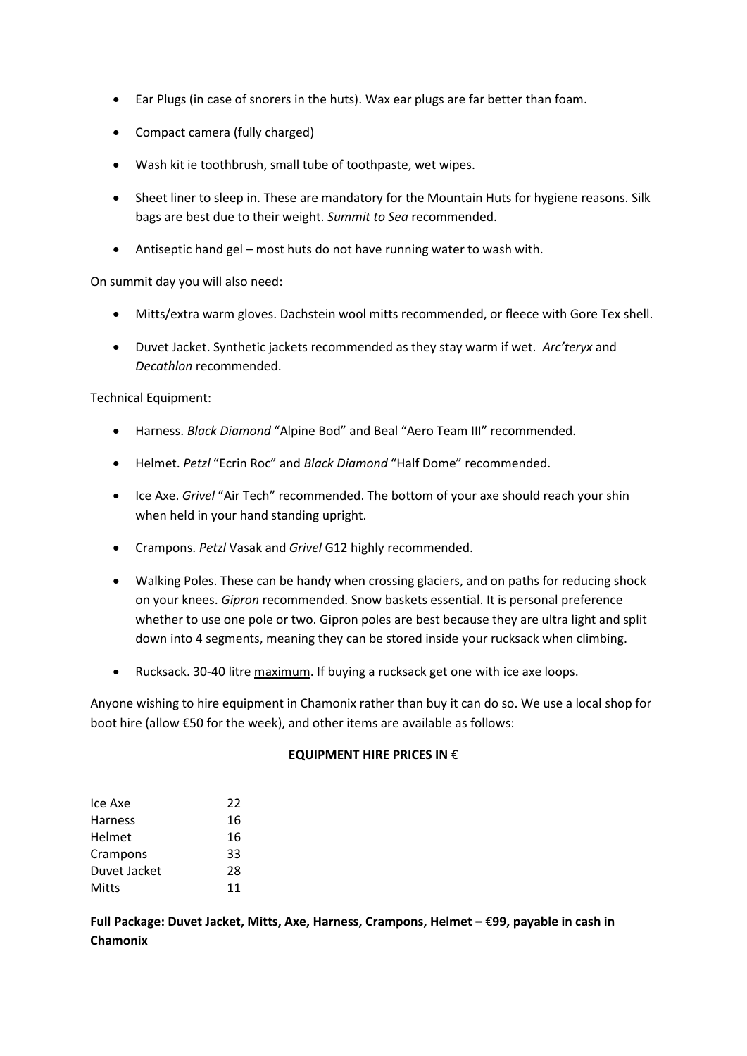- Ear Plugs (in case of snorers in the huts). Wax ear plugs are far better than foam.
- Compact camera (fully charged)
- Wash kit ie toothbrush, small tube of toothpaste, wet wipes.
- Sheet liner to sleep in. These are mandatory for the Mountain Huts for hygiene reasons. Silk bags are best due to their weight. *Summit to Sea* recommended.
- Antiseptic hand gel – most huts do not have running water to wash with.

On summit day you will also need:

- Mitts/extra warm gloves. Dachstein wool mitts recommended, or fleece with Gore Tex shell.
- Duvet Jacket. Synthetic jackets recommended as they stay warm if wet. *Arc'teryx* and *Decathlon* recommended.

Technical Equipment:

- Harness. *Black Diamond* "Alpine Bod" and Beal "Aero Team III" recommended.
- Helmet. *Petzl* "Ecrin Roc" and *Black Diamond* "Half Dome" recommended.
- Ice Axe. *Grivel* "Air Tech" recommended. The bottom of your axe should reach your shin when held in your hand standing upright.
- Crampons. *Petzl* Vasak and *Grivel* G12 highly recommended.
- Walking Poles. These can be handy when crossing glaciers, and on paths for reducing shock on your knees. *Gipron* recommended. Snow baskets essential. It is personal preference whether to use one pole or two. Gipron poles are best because they are ultra light and split down into 4 segments, meaning they can be stored inside your rucksack when climbing.
- Rucksack. 30-40 litre <u>maximum</u>. If buying a rucksack get one with ice axe loops.

Anyone wishing to hire equipment in Chamonix rather than buy it can do so. We use a local shop for boot hire (allow €50 for the week), and other items are available as follows:

**EQUIPMENT HIRE PRICES IN €**

| Item | € |
|---|---|
| Ice Axe | 22 |
| Harness | 16 |
| Helmet | 16 |
| Crampons | 33 |
| Duvet Jacket | 28 |
| Mitts | 11 |

**Full Package: Duvet Jacket, Mitts, Axe, Harness, Crampons, Helmet – €99, payable in cash in Chamonix**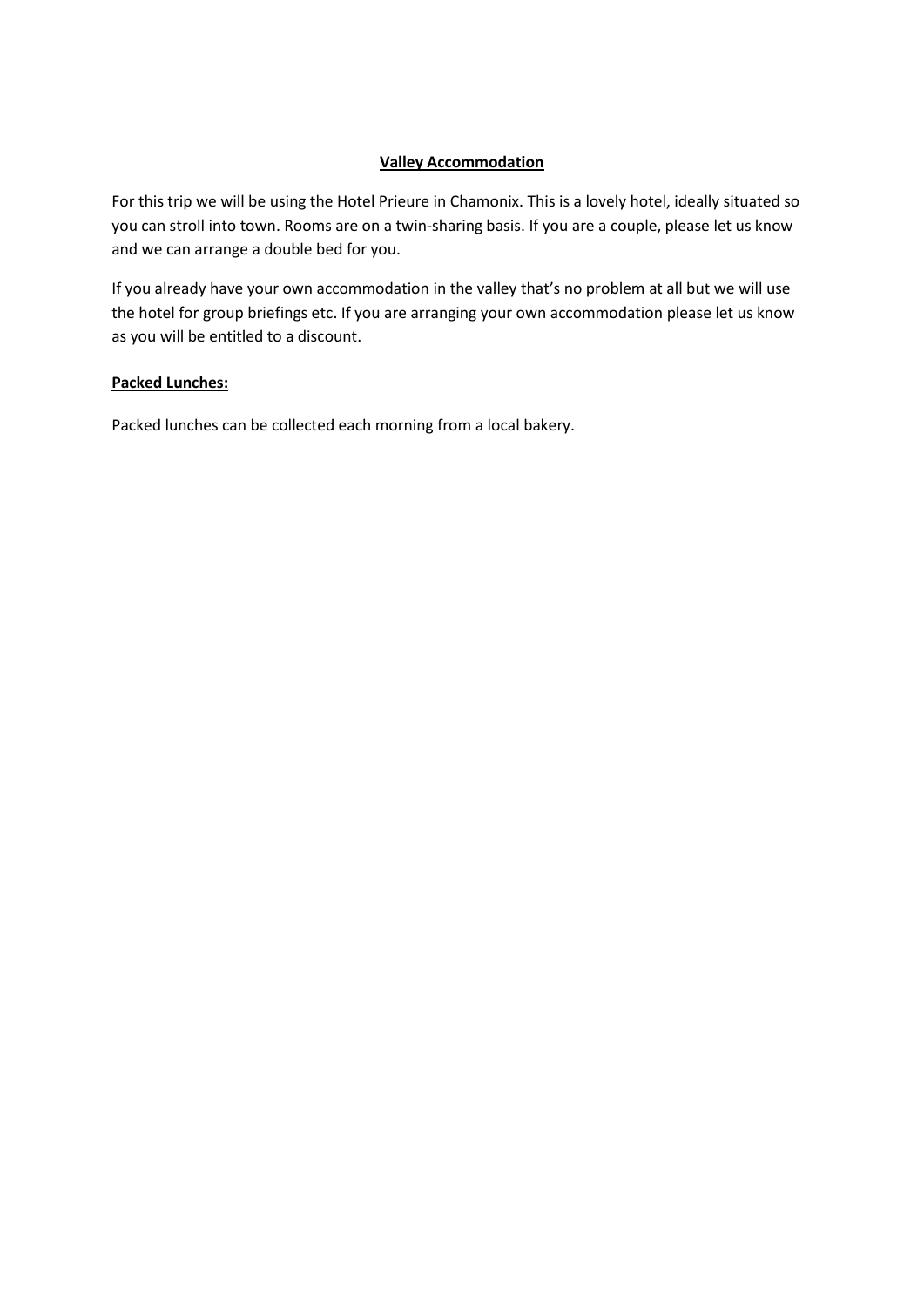## Valley Accommodation

For this trip we will be using the Hotel Prieure in Chamonix. This is a lovely hotel, ideally situated so you can stroll into town. Rooms are on a twin-sharing basis. If you are a couple, please let us know and we can arrange a double bed for you.

If you already have your own accommodation in the valley that's no problem at all but we will use the hotel for group briefings etc. If you are arranging your own accommodation please let us know as you will be entitled to a discount.

### Packed Lunches:

Packed lunches can be collected each morning from a local bakery.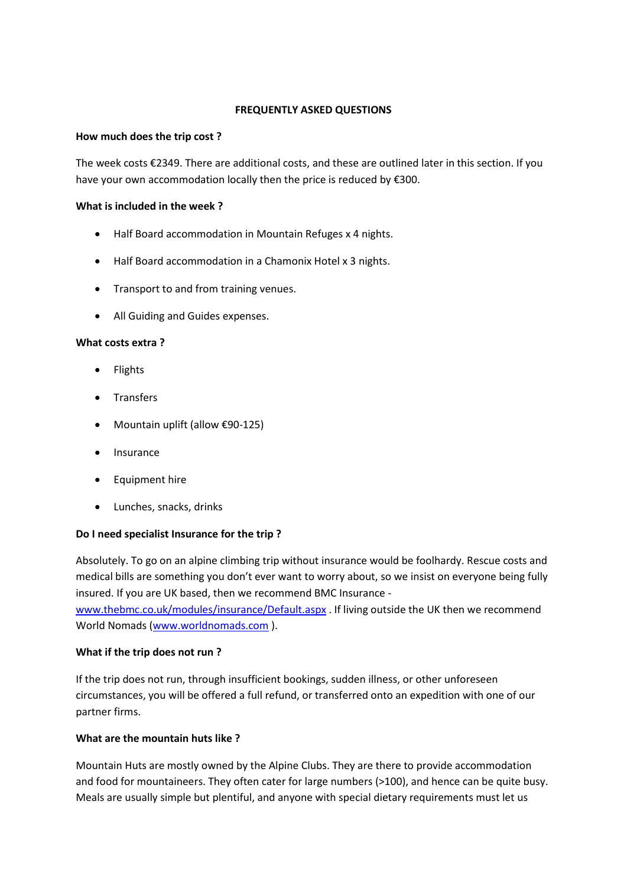## FREQUENTLY ASKED QUESTIONS

**How much does the trip cost ?**

The week costs €2349. There are additional costs, and these are outlined later in this section. If you have your own accommodation locally then the price is reduced by €300.

**What is included in the week ?**

- Half Board accommodation in Mountain Refuges x 4 nights.
- Half Board accommodation in a Chamonix Hotel x 3 nights.
- Transport to and from training venues.
- All Guiding and Guides expenses.

**What costs extra ?**

- Flights
- Transfers
- Mountain uplift (allow €90-125)
- Insurance
- Equipment hire
- Lunches, snacks, drinks

**Do I need specialist Insurance for the trip ?**

Absolutely. To go on an alpine climbing trip without insurance would be foolhardy. Rescue costs and medical bills are something you don't ever want to worry about, so we insist on everyone being fully insured. If you are UK based, then we recommend BMC Insurance - www.thebmc.co.uk/modules/insurance/Default.aspx . If living outside the UK then we recommend World Nomads (www.worldnomads.com ).

**What if the trip does not run ?**

If the trip does not run, through insufficient bookings, sudden illness, or other unforeseen circumstances, you will be offered a full refund, or transferred onto an expedition with one of our partner firms.

**What are the mountain huts like ?**

Mountain Huts are mostly owned by the Alpine Clubs. They are there to provide accommodation and food for mountaineers. They often cater for large numbers (>100), and hence can be quite busy. Meals are usually simple but plentiful, and anyone with special dietary requirements must let us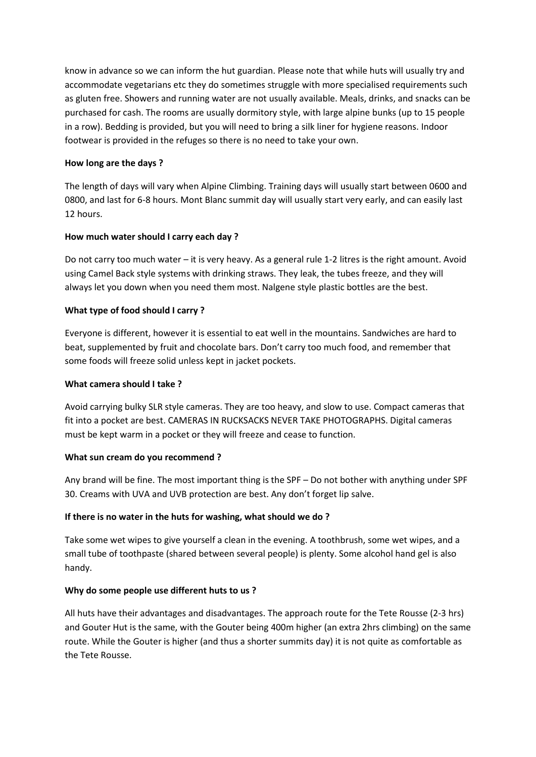know in advance so we can inform the hut guardian. Please note that while huts will usually try and accommodate vegetarians etc they do sometimes struggle with more specialised requirements such as gluten free. Showers and running water are not usually available. Meals, drinks, and snacks can be purchased for cash. The rooms are usually dormitory style, with large alpine bunks (up to 15 people in a row). Bedding is provided, but you will need to bring a silk liner for hygiene reasons. Indoor footwear is provided in the refuges so there is no need to take your own.

**How long are the days ?**

The length of days will vary when Alpine Climbing. Training days will usually start between 0600 and 0800, and last for 6-8 hours. Mont Blanc summit day will usually start very early, and can easily last 12 hours.

**How much water should I carry each day ?**

Do not carry too much water – it is very heavy. As a general rule 1-2 litres is the right amount. Avoid using Camel Back style systems with drinking straws. They leak, the tubes freeze, and they will always let you down when you need them most. Nalgene style plastic bottles are the best.

**What type of food should I carry ?**

Everyone is different, however it is essential to eat well in the mountains. Sandwiches are hard to beat, supplemented by fruit and chocolate bars. Don't carry too much food, and remember that some foods will freeze solid unless kept in jacket pockets.

**What camera should I take ?**

Avoid carrying bulky SLR style cameras. They are too heavy, and slow to use. Compact cameras that fit into a pocket are best. CAMERAS IN RUCKSACKS NEVER TAKE PHOTOGRAPHS. Digital cameras must be kept warm in a pocket or they will freeze and cease to function.

**What sun cream do you recommend ?**

Any brand will be fine. The most important thing is the SPF – Do not bother with anything under SPF 30. Creams with UVA and UVB protection are best. Any don't forget lip salve.

**If there is no water in the huts for washing, what should we do ?**

Take some wet wipes to give yourself a clean in the evening. A toothbrush, some wet wipes, and a small tube of toothpaste (shared between several people) is plenty. Some alcohol hand gel is also handy.

**Why do some people use different huts to us ?**

All huts have their advantages and disadvantages. The approach route for the Tete Rousse (2-3 hrs) and Gouter Hut is the same, with the Gouter being 400m higher (an extra 2hrs climbing) on the same route. While the Gouter is higher (and thus a shorter summits day) it is not quite as comfortable as the Tete Rousse.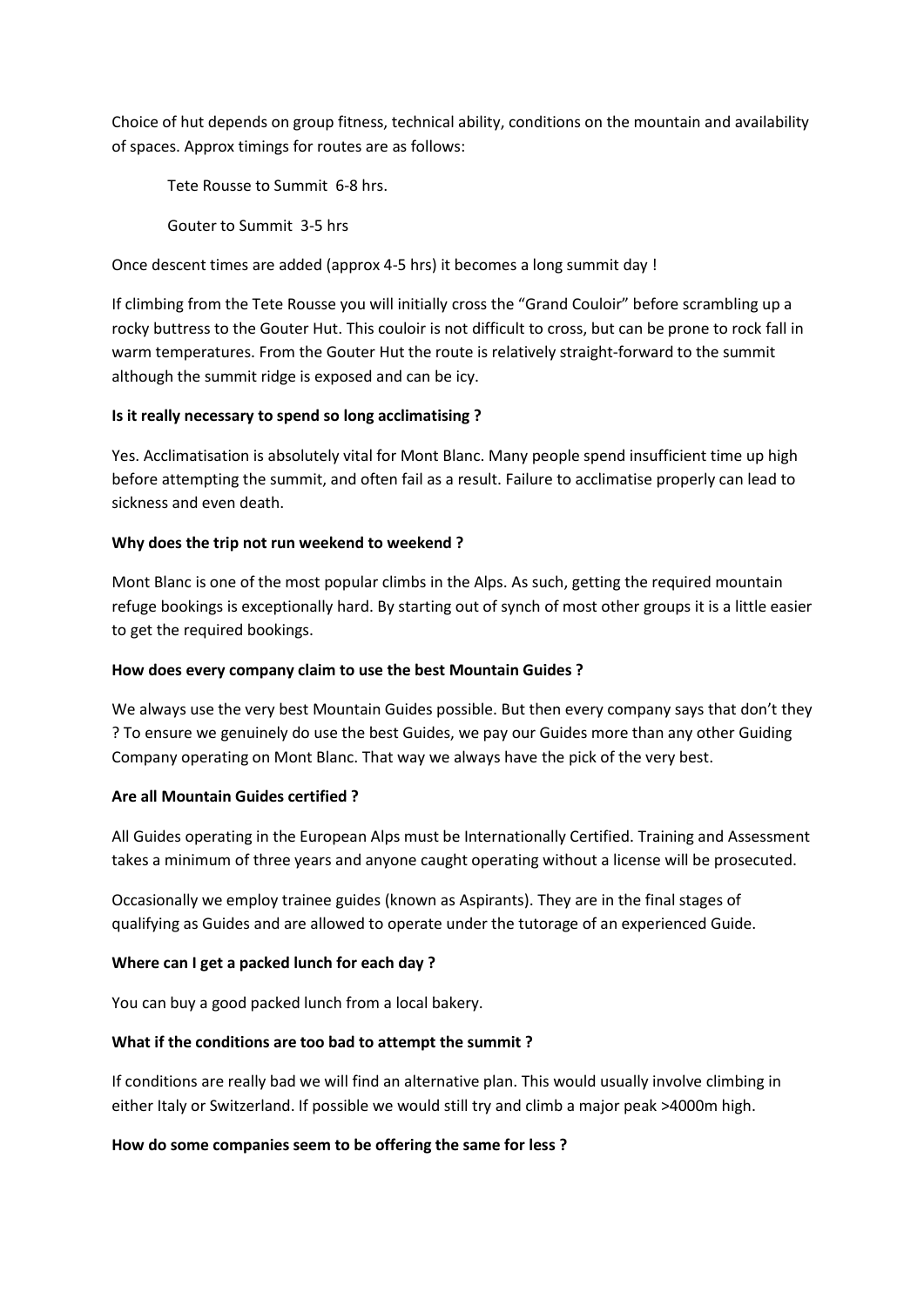Choice of hut depends on group fitness, technical ability, conditions on the mountain and availability of spaces. Approx timings for routes are as follows:

Tete Rousse to Summit 6-8 hrs.

Gouter to Summit 3-5 hrs

Once descent times are added (approx 4-5 hrs) it becomes a long summit day !

If climbing from the Tete Rousse you will initially cross the "Grand Couloir" before scrambling up a rocky buttress to the Gouter Hut. This couloir is not difficult to cross, but can be prone to rock fall in warm temperatures. From the Gouter Hut the route is relatively straight-forward to the summit although the summit ridge is exposed and can be icy.

**Is it really necessary to spend so long acclimatising ?**

Yes. Acclimatisation is absolutely vital for Mont Blanc. Many people spend insufficient time up high before attempting the summit, and often fail as a result. Failure to acclimatise properly can lead to sickness and even death.

**Why does the trip not run weekend to weekend ?**

Mont Blanc is one of the most popular climbs in the Alps. As such, getting the required mountain refuge bookings is exceptionally hard. By starting out of synch of most other groups it is a little easier to get the required bookings.

**How does every company claim to use the best Mountain Guides ?**

We always use the very best Mountain Guides possible. But then every company says that don't they ? To ensure we genuinely do use the best Guides, we pay our Guides more than any other Guiding Company operating on Mont Blanc. That way we always have the pick of the very best.

**Are all Mountain Guides certified ?**

All Guides operating in the European Alps must be Internationally Certified. Training and Assessment takes a minimum of three years and anyone caught operating without a license will be prosecuted.

Occasionally we employ trainee guides (known as Aspirants). They are in the final stages of qualifying as Guides and are allowed to operate under the tutorage of an experienced Guide.

**Where can I get a packed lunch for each day ?**

You can buy a good packed lunch from a local bakery.

**What if the conditions are too bad to attempt the summit ?**

If conditions are really bad we will find an alternative plan. This would usually involve climbing in either Italy or Switzerland. If possible we would still try and climb a major peak >4000m high.

**How do some companies seem to be offering the same for less ?**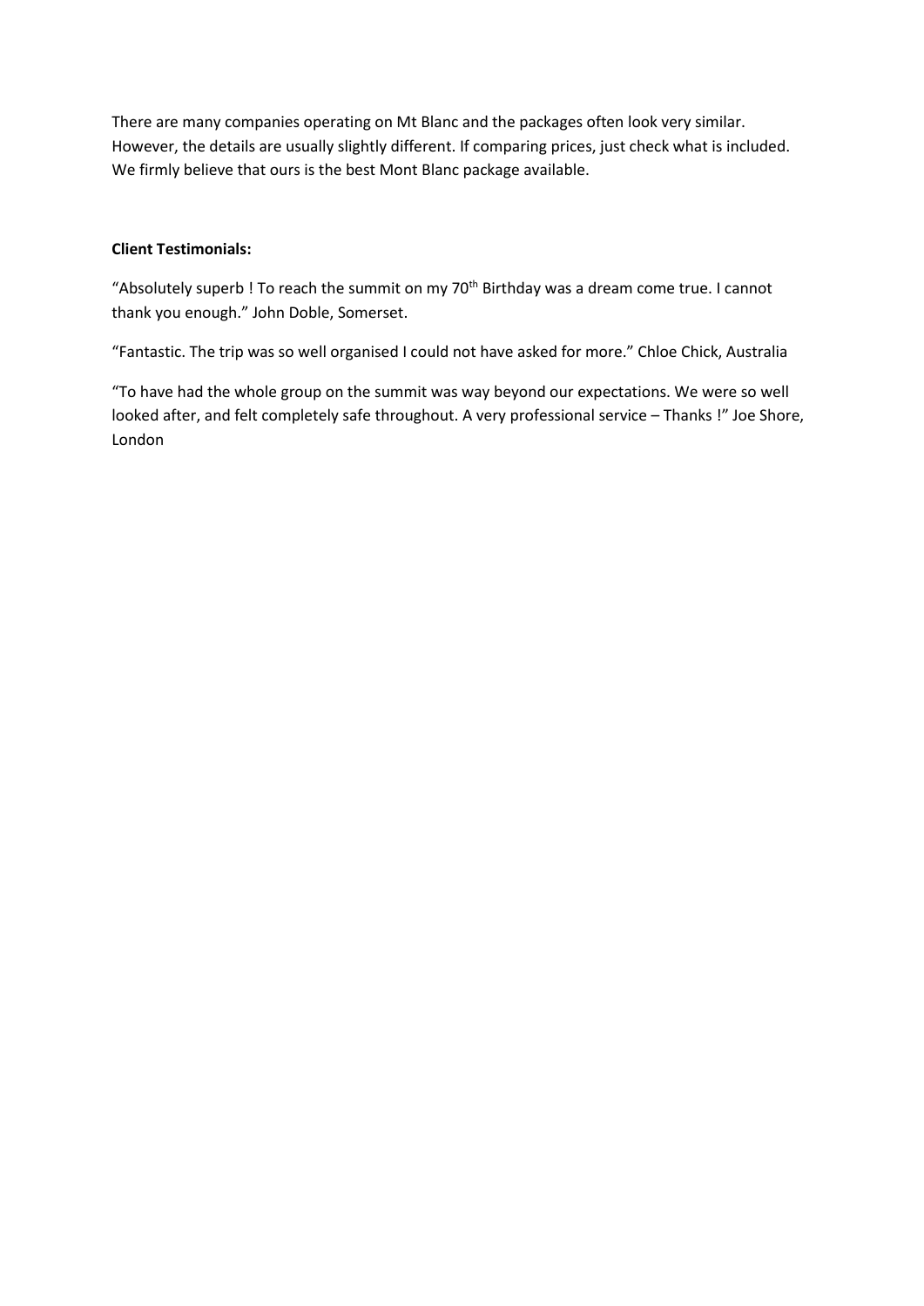There are many companies operating on Mt Blanc and the packages often look very similar. However, the details are usually slightly different. If comparing prices, just check what is included. We firmly believe that ours is the best Mont Blanc package available.

**Client Testimonials:**

"Absolutely superb ! To reach the summit on my $70^{th}$ Birthday was a dream come true. I cannot thank you enough." John Doble, Somerset.

"Fantastic. The trip was so well organised I could not have asked for more." Chloe Chick, Australia

"To have had the whole group on the summit was way beyond our expectations. We were so well looked after, and felt completely safe throughout. A very professional service – Thanks !" Joe Shore, London